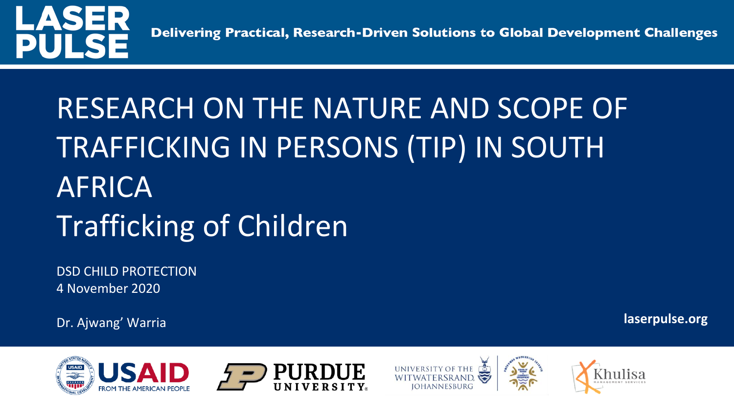LASER PULSE

Delivering Practical, Research-Driven Solutions to Global Development Challenges

# RESEARCH ON THE NATURE AND SCOPE OF TRAFFICKING IN PERSONS (TIP) IN SOUTH AFRICA

# Trafficking of Children

DSD CHILD PROTECTION
4 November 2020

Dr. Ajwang' Warria

laserpulse.org

USAID FROM THE AMERICAN PEOPLE | PURDUE UNIVERSITY | UNIVERSITY OF THE WITWATERSRAND, JOHANNESBURG | Khulisa Management Services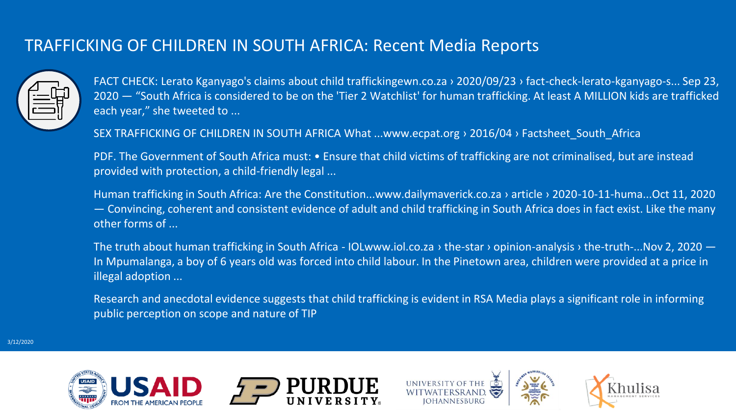# TRAFFICKING OF CHILDREN IN SOUTH AFRICA: Recent Media Reports

FACT CHECK: Lerato Kganyago's claims about child traffickingewn.co.za › 2020/09/23 › fact-check-lerato-kganyago-s... Sep 23, 2020 — "South Africa is considered to be on the 'Tier 2 Watchlist' for human trafficking. At least A MILLION kids are trafficked each year," she tweeted to ...

SEX TRAFFICKING OF CHILDREN IN SOUTH AFRICA What ...www.ecpat.org › 2016/04 › Factsheet_South_Africa

PDF. The Government of South Africa must: • Ensure that child victims of trafficking are not criminalised, but are instead provided with protection, a child-friendly legal ...

Human trafficking in South Africa: Are the Constitution...www.dailymaverick.co.za › article › 2020-10-11-huma...Oct 11, 2020 — Convincing, coherent and consistent evidence of adult and child trafficking in South Africa does in fact exist. Like the many other forms of ...

The truth about human trafficking in South Africa - IOLwww.iol.co.za › the-star › opinion-analysis › the-truth-...Nov 2, 2020 — In Mpumalanga, a boy of 6 years old was forced into child labour. In the Pinetown area, children were provided at a price in illegal adoption ...

Research and anecdotal evidence suggests that child trafficking is evident in RSA Media plays a significant role in informing public perception on scope and nature of TIP

3/12/2020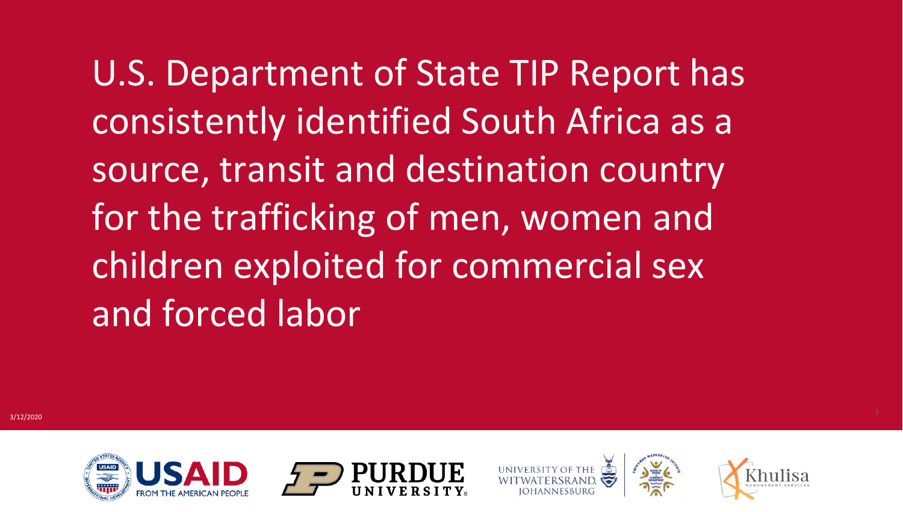U.S. Department of State TIP Report has consistently identified South Africa as a source, transit and destination country for the trafficking of men, women and children exploited for commercial sex and forced labor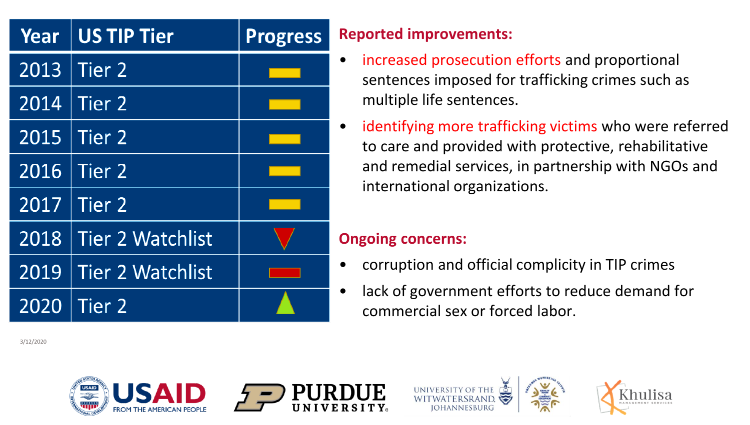| Year | US TIP Tier | Progress |
| --- | --- | --- |
| 2013 | Tier 2 | ▬ |
| 2014 | Tier 2 | ▬ |
| 2015 | Tier 2 | ▬ |
| 2016 | Tier 2 | ▬ |
| 2017 | Tier 2 | ▬ |
| 2018 | Tier 2 Watchlist | ▼ |
| 2019 | Tier 2 Watchlist | ▬ |
| 2020 | Tier 2 | ▲ |

**Reported improvements:**

- increased prosecution efforts and proportional sentences imposed for trafficking crimes such as multiple life sentences.
- identifying more trafficking victims who were referred to care and provided with protective, rehabilitative and remedial services, in partnership with NGOs and international organizations.

**Ongoing concerns:**

- corruption and official complicity in TIP crimes
- lack of government efforts to reduce demand for commercial sex or forced labor.

3/12/2020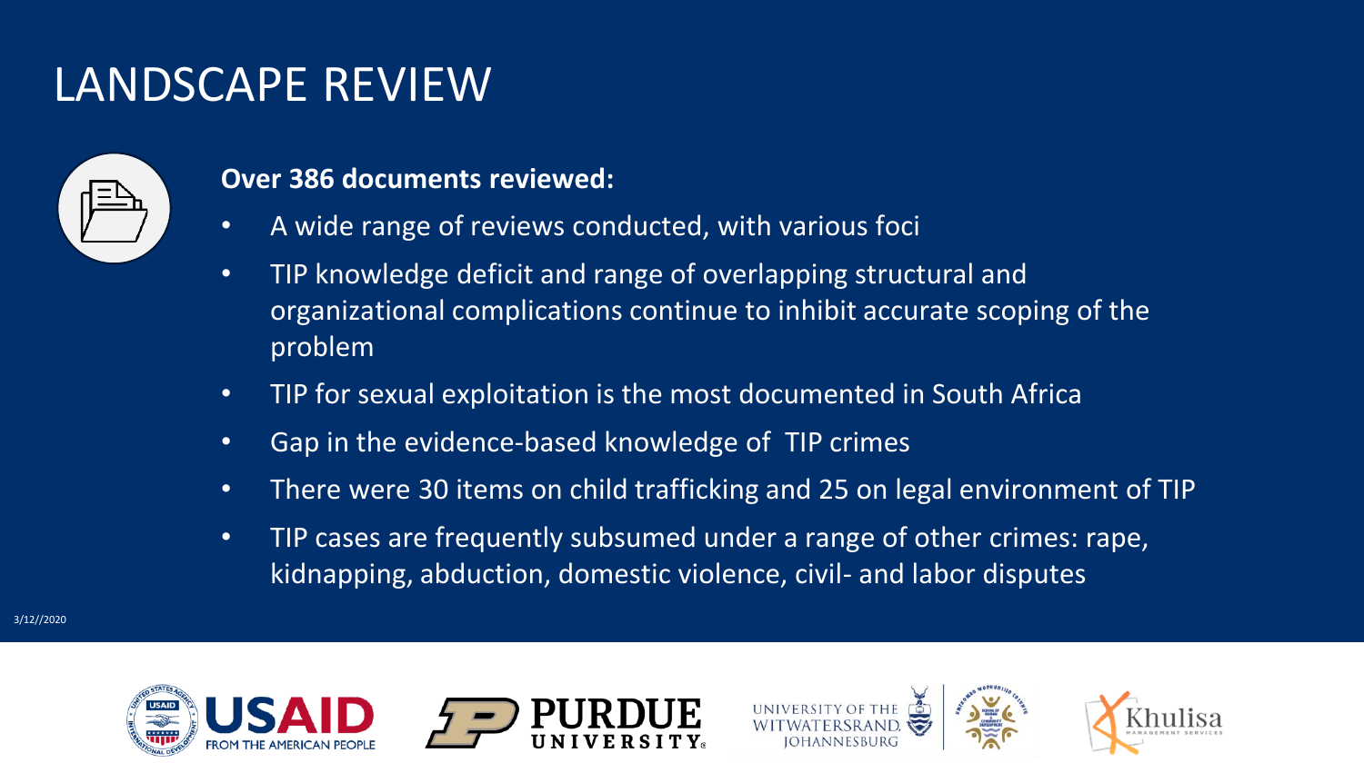# LANDSCAPE REVIEW

**Over 386 documents reviewed:**

- A wide range of reviews conducted, with various foci
- TIP knowledge deficit and range of overlapping structural and organizational complications continue to inhibit accurate scoping of the problem
- TIP for sexual exploitation is the most documented in South Africa
- Gap in the evidence-based knowledge of TIP crimes
- There were 30 items on child trafficking and 25 on legal environment of TIP
- TIP cases are frequently subsumed under a range of other crimes: rape, kidnapping, abduction, domestic violence, civil- and labor disputes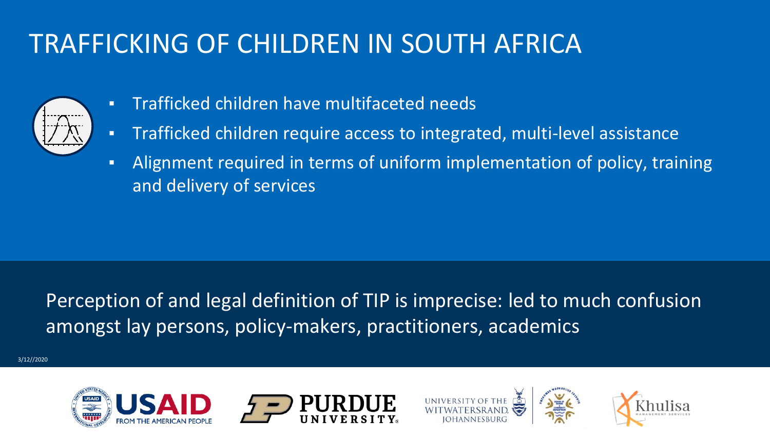# TRAFFICKING OF CHILDREN IN SOUTH AFRICA

- Trafficked children have multifaceted needs
- Trafficked children require access to integrated, multi-level assistance
- Alignment required in terms of uniform implementation of policy, training and delivery of services

Perception of and legal definition of TIP is imprecise: led to much confusion amongst lay persons, policy-makers, practitioners, academics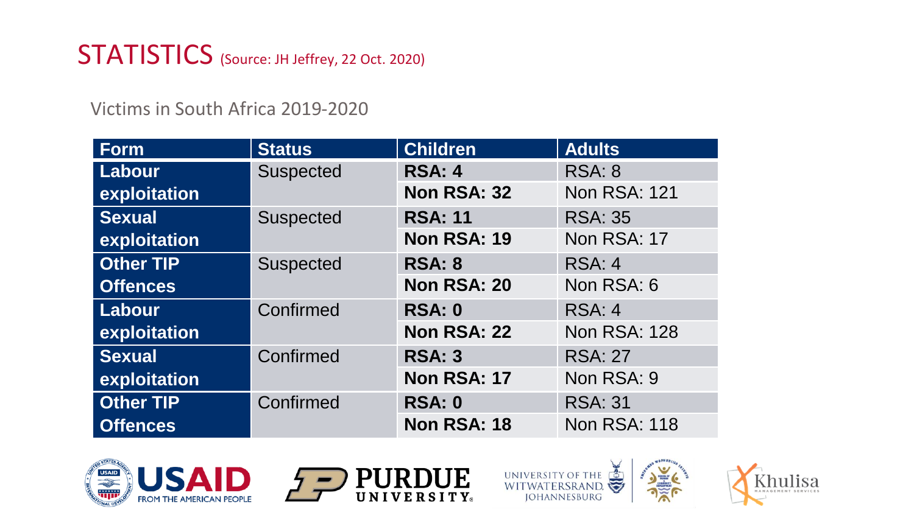# STATISTICS (Source: JH Jeffrey, 22 Oct. 2020)

Victims in South Africa 2019-2020

| Form | Status | Children | Adults |
|---|---|---|---|
| Labour exploitation | Suspected | **RSA: 4** | RSA: 8 |
| | | **Non RSA: 32** | Non RSA: 121 |
| Sexual exploitation | Suspected | **RSA: 11** | RSA: 35 |
| | | **Non RSA: 19** | Non RSA: 17 |
| Other TIP Offences | Suspected | **RSA: 8** | RSA: 4 |
| | | **Non RSA: 20** | Non RSA: 6 |
| Labour exploitation | Confirmed | **RSA: 0** | RSA: 4 |
| | | **Non RSA: 22** | Non RSA: 128 |
| Sexual exploitation | Confirmed | **RSA: 3** | RSA: 27 |
| | | **Non RSA: 17** | Non RSA: 9 |
| Other TIP Offences | Confirmed | **RSA: 0** | RSA: 31 |
| | | **Non RSA: 18** | Non RSA: 118 |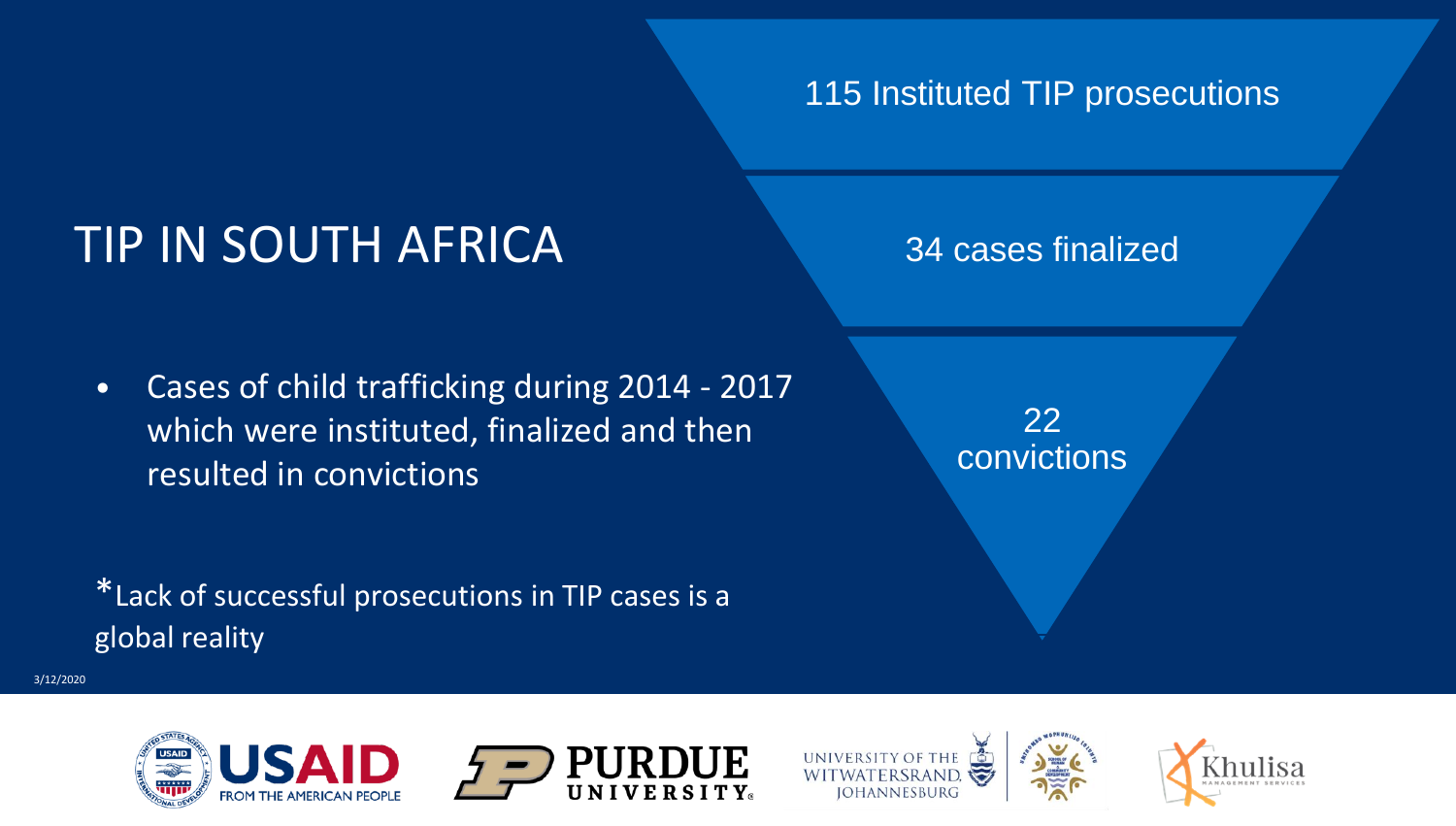# TIP IN SOUTH AFRICA

- Cases of child trafficking during 2014 - 2017 which were instituted, finalized and then resulted in convictions

115 Instituted TIP prosecutions

34 cases finalized

22 convictions

*Lack of successful prosecutions in TIP cases is a global reality

3/12/2020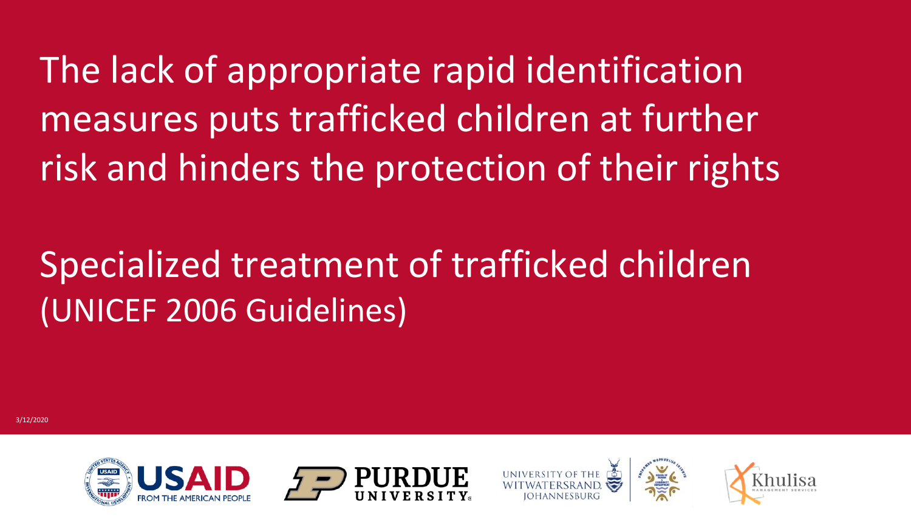The lack of appropriate rapid identification measures puts trafficked children at further risk and hinders the protection of their rights

Specialized treatment of trafficked children (UNICEF 2006 Guidelines)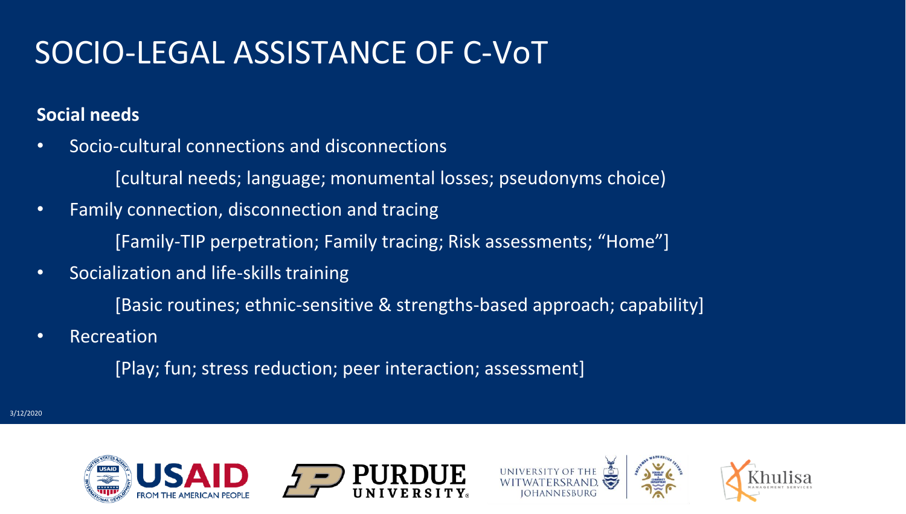# SOCIO-LEGAL ASSISTANCE OF C-VoT

**Social needs**

- Socio-cultural connections and disconnections

  [cultural needs; language; monumental losses; pseudonyms choice)

- Family connection, disconnection and tracing

  [Family-TIP perpetration; Family tracing; Risk assessments; "Home"]

- Socialization and life-skills training

  [Basic routines; ethnic-sensitive & strengths-based approach; capability]

- Recreation

  [Play; fun; stress reduction; peer interaction; assessment]

3/12/2020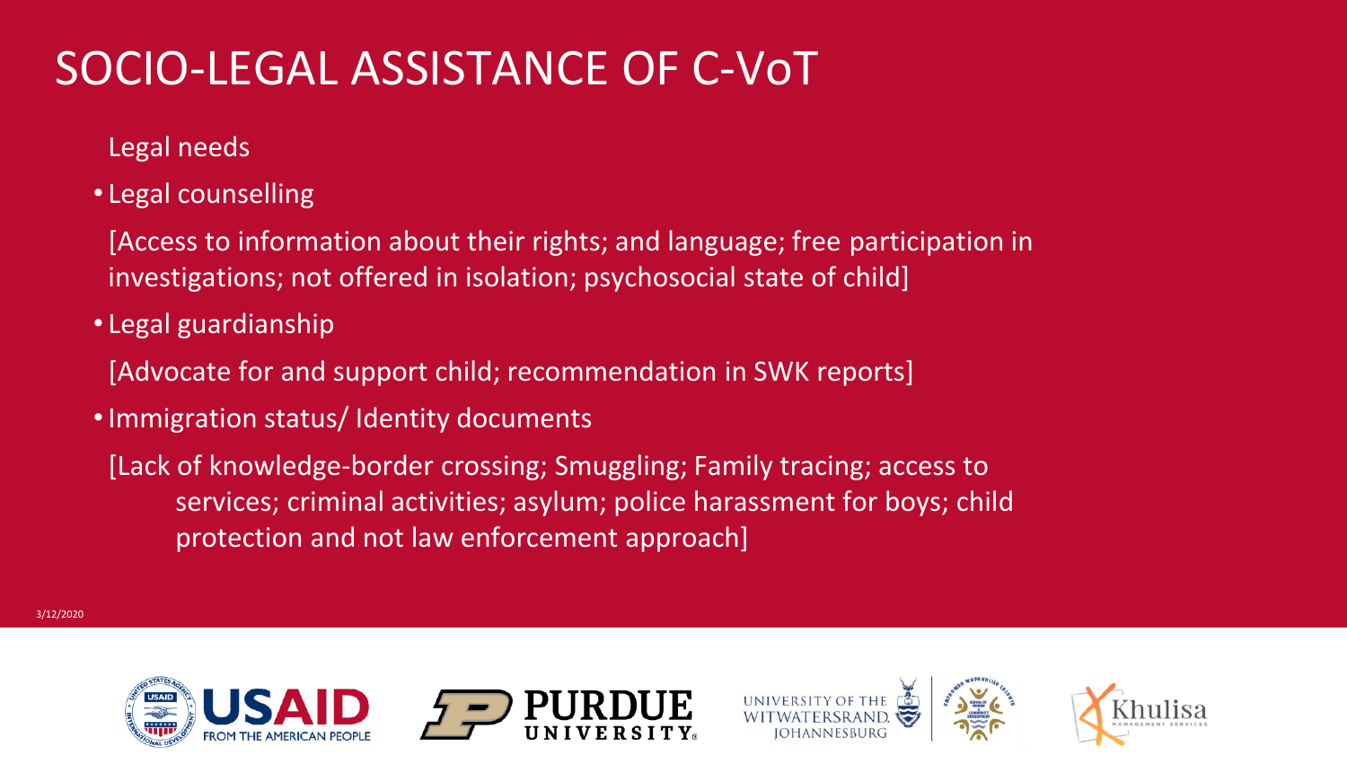# SOCIO-LEGAL ASSISTANCE OF C-VoT

Legal needs

- Legal counselling

  [Access to information about their rights; and language; free participation in investigations; not offered in isolation; psychosocial state of child]

- Legal guardianship

  [Advocate for and support child; recommendation in SWK reports]

- Immigration status/ Identity documents

  [Lack of knowledge-border crossing; Smuggling; Family tracing; access to services; criminal activities; asylum; police harassment for boys; child protection and not law enforcement approach]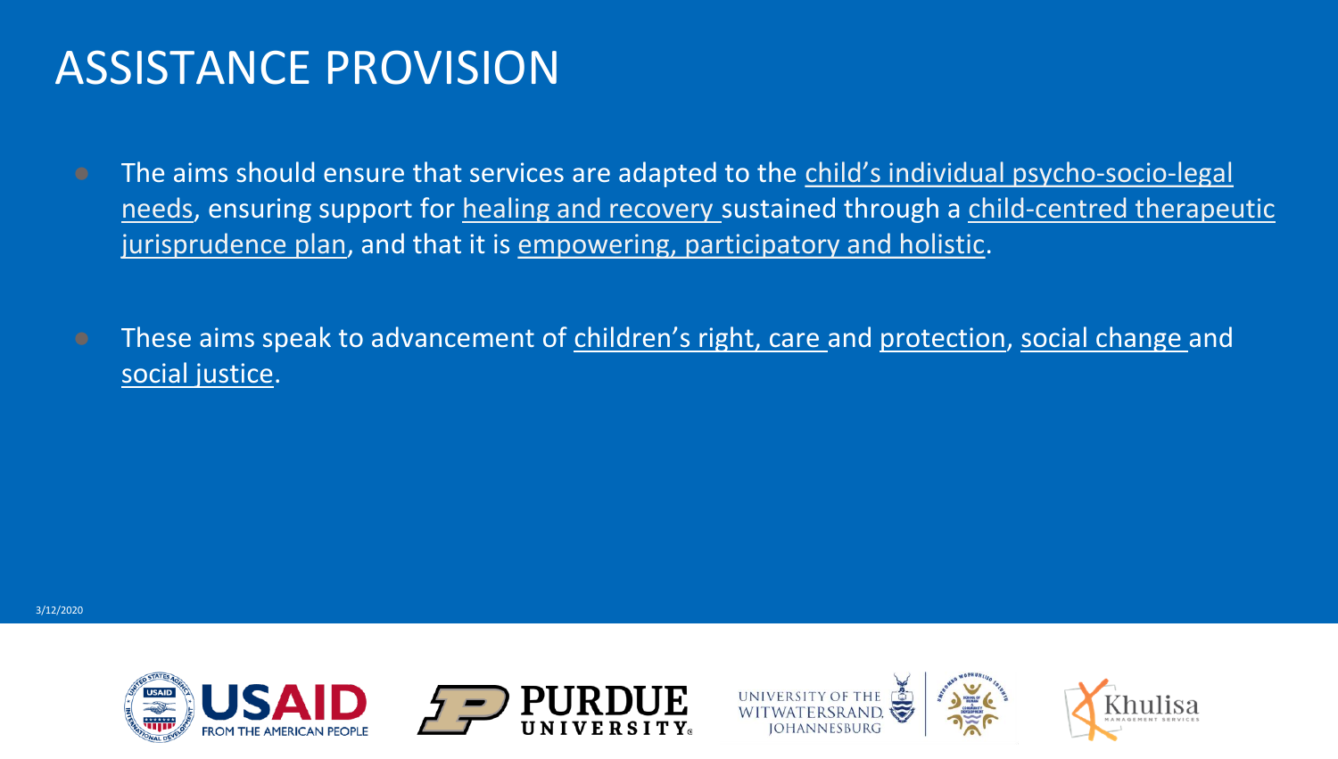# ASSISTANCE PROVISION

- The aims should ensure that services are adapted to the child's individual psycho-socio-legal needs, ensuring support for healing and recovery sustained through a child-centred therapeutic jurisprudence plan, and that it is empowering, participatory and holistic.

- These aims speak to advancement of children's right, care and protection, social change and social justice.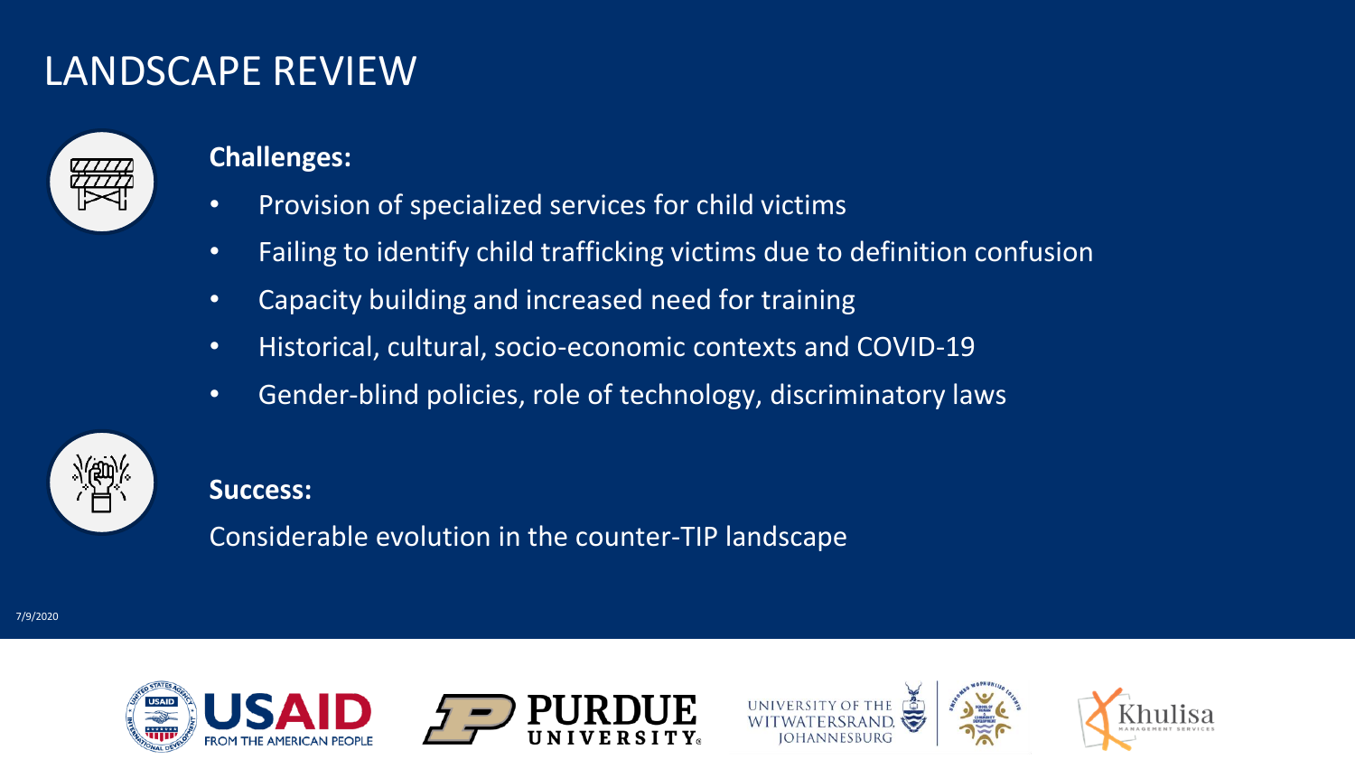# LANDSCAPE REVIEW

**Challenges:**

- Provision of specialized services for child victims
- Failing to identify child trafficking victims due to definition confusion
- Capacity building and increased need for training
- Historical, cultural, socio-economic contexts and COVID-19
- Gender-blind policies, role of technology, discriminatory laws

**Success:**

Considerable evolution in the counter-TIP landscape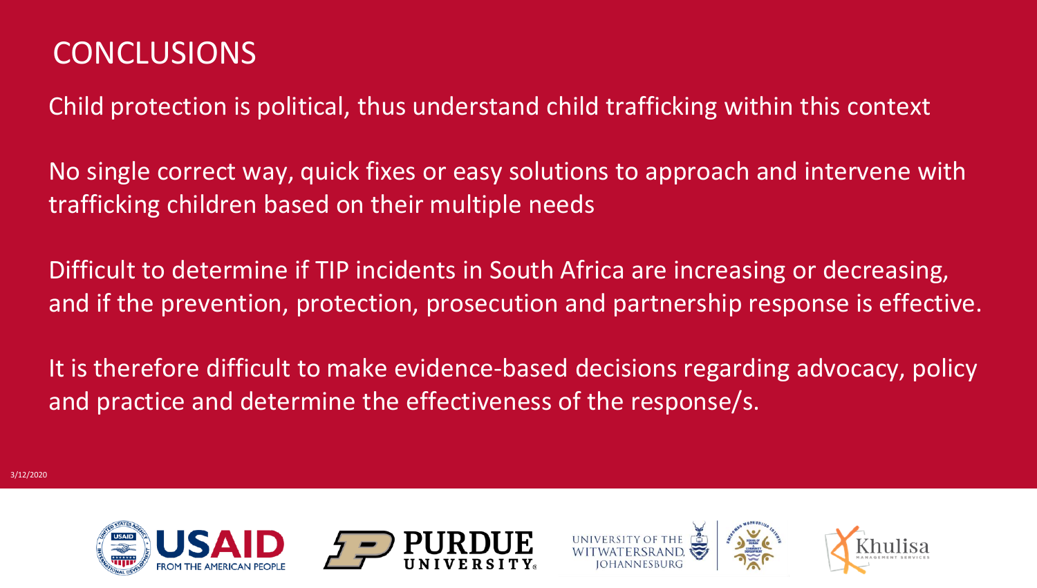# CONCLUSIONS

Child protection is political, thus understand child trafficking within this context

No single correct way, quick fixes or easy solutions to approach and intervene with trafficking children based on their multiple needs

Difficult to determine if TIP incidents in South Africa are increasing or decreasing, and if the prevention, protection, prosecution and partnership response is effective.

It is therefore difficult to make evidence-based decisions regarding advocacy, policy and practice and determine the effectiveness of the response/s.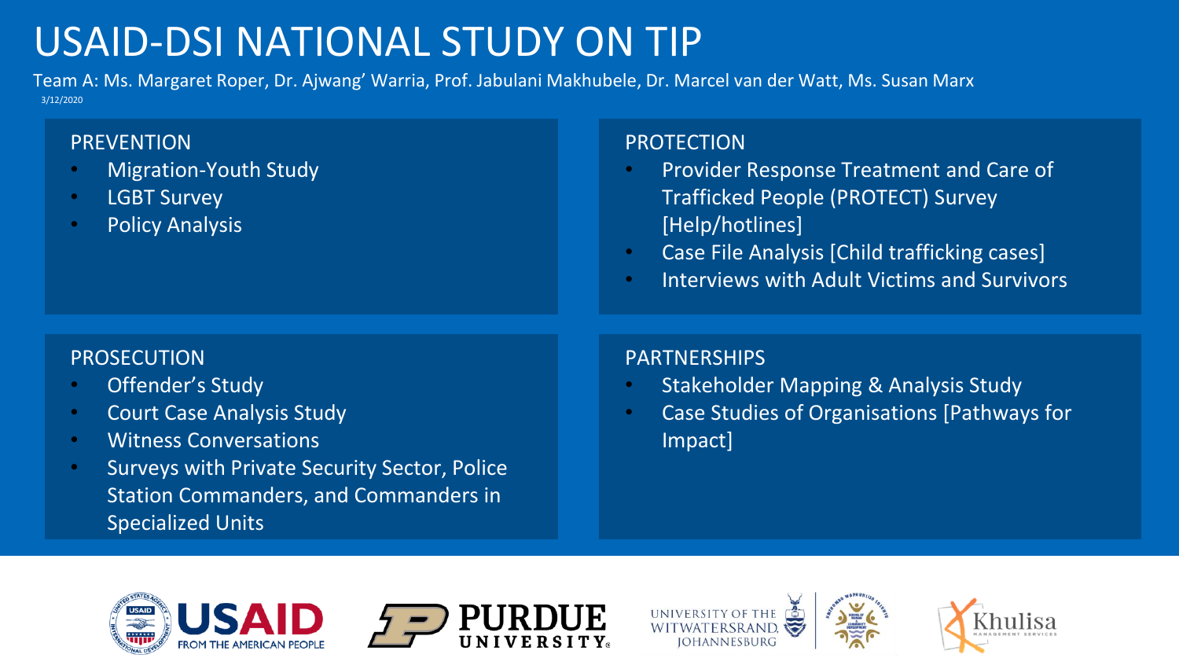# USAID-DSI NATIONAL STUDY ON TIP

Team A: Ms. Margaret Roper, Dr. Ajwang' Warria, Prof. Jabulani Makhubele, Dr. Marcel van der Watt, Ms. Susan Marx

3/12/2020

## PREVENTION

- Migration-Youth Study
- LGBT Survey
- Policy Analysis

## PROTECTION

- Provider Response Treatment and Care of Trafficked People (PROTECT) Survey [Help/hotlines]
- Case File Analysis [Child trafficking cases]
- Interviews with Adult Victims and Survivors

## PROSECUTION

- Offender's Study
- Court Case Analysis Study
- Witness Conversations
- Surveys with Private Security Sector, Police Station Commanders, and Commanders in Specialized Units

## PARTNERSHIPS

- Stakeholder Mapping & Analysis Study
- Case Studies of Organisations [Pathways for Impact]

USAID FROM THE AMERICAN PEOPLE

PURDUE UNIVERSITY

UNIVERSITY OF THE WITWATERSRAND, JOHANNESBURG

Khulisa MANAGEMENT SERVICES